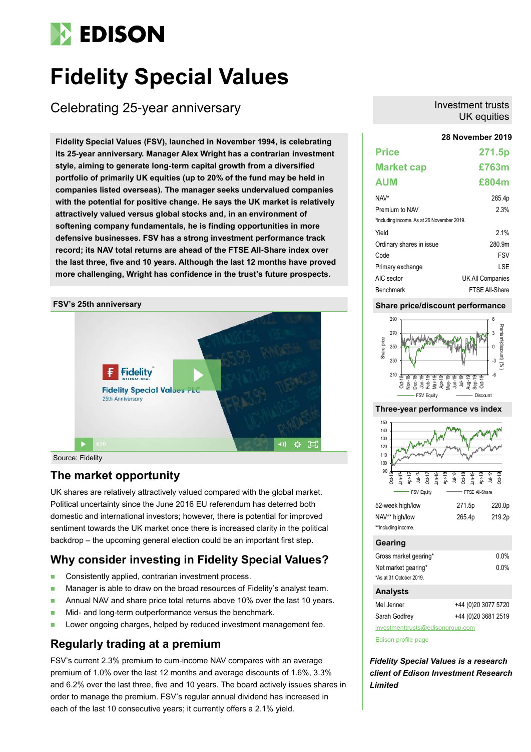# Fidelity Special Values

## Celebrating 25-year anniversary

Investment trusts
UK equities

**Fidelity Special Values (FSV), launched in November 1994, is celebrating its 25-year anniversary. Manager Alex Wright has a contrarian investment style, aiming to generate long-term capital growth from a diversified portfolio of primarily UK equities (up to 20% of the fund may be held in companies listed overseas). The manager seeks undervalued companies with the potential for positive change. He says the UK market is relatively attractively valued versus global stocks and, in an environment of softening company fundamentals, he is finding opportunities in more defensive businesses. FSV has a strong investment performance track record; its NAV total returns are ahead of the FTSE All-Share index over the last three, five and 10 years. Although the last 12 months have proved more challenging, Wright has confidence in the trust's future prospects.**

**FSV's 25th anniversary**

Source: Fidelity

## The market opportunity

UK shares are relatively attractively valued compared with the global market. Political uncertainty since the June 2016 EU referendum has deterred both domestic and international investors; however, there is potential for improved sentiment towards the UK market once there is increased clarity in the political backdrop – the upcoming general election could be an important first step.

## Why consider investing in Fidelity Special Values?

- Consistently applied, contrarian investment process.
- Manager is able to draw on the broad resources of Fidelity's analyst team.
- Annual NAV and share price total returns above 10% over the last 10 years.
- Mid- and long-term outperformance versus the benchmark.
- Lower ongoing charges, helped by reduced investment management fee.

## Regularly trading at a premium

FSV's current 2.3% premium to cum-income NAV compares with an average premium of 1.0% over the last 12 months and average discounts of 1.6%, 3.3% and 6.2% over the last three, five and 10 years. The board actively issues shares in order to manage the premium. FSV's regular annual dividend has increased in each of the last 10 consecutive years; it currently offers a 2.1% yield.

**28 November 2019**

| | |
|---|---|
| **Price** | **271.5p** |
| **Market cap** | **£763m** |
| **AUM** | **£804m** |

| | |
|---|---|
| NAV* | 265.4p |
| Premium to NAV | 2.3% |

*Including income. As at 26 November 2019.

| | |
|---|---|
| Yield | 2.1% |
| Ordinary shares in issue | 280.9m |
| Code | FSV |
| Primary exchange | LSE |
| AIC sector | UK All Companies |
| Benchmark | FTSE All-Share |

**Share price/discount performance**

**Three-year performance vs index**

| | | |
|---|---|---|
| 52-week high/low | 271.5p | 220.0p |
| NAV** high/low | 265.4p | 219.2p |

**Including income.

**Gearing**

| | |
|---|---|
| Gross market gearing* | 0.0% |
| Net market gearing* | 0.0% |

*As at 31 October 2019.

**Analysts**

| | |
|---|---|
| Mel Jenner | +44 (0)20 3077 5720 |
| Sarah Godfrey | +44 (0)20 3681 2519 |

investmenttrusts@edisongroup.com

Edison profile page

***Fidelity Special Values is a research client of Edison Investment Research Limited***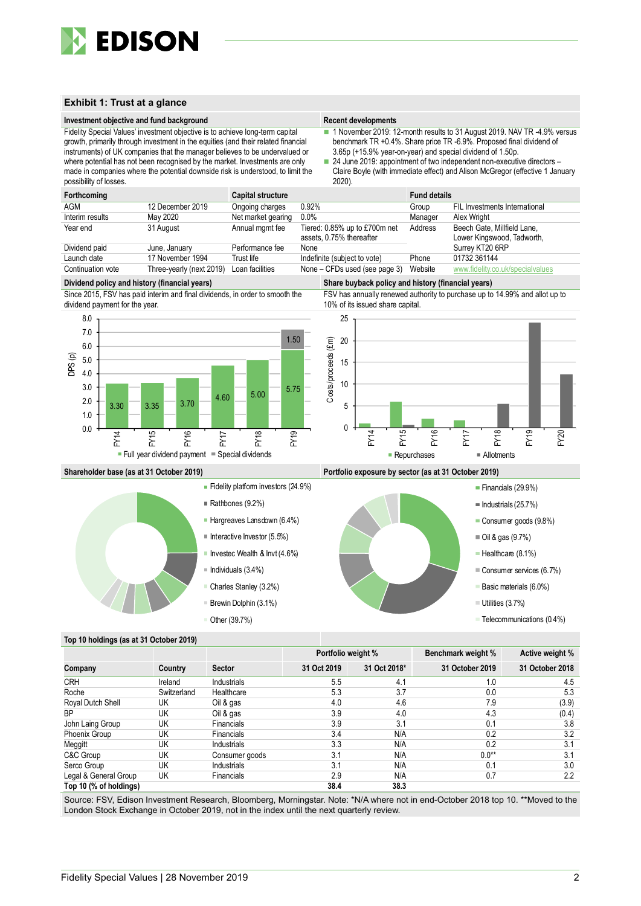## Exhibit 1: Trust at a glance

### Investment objective and fund background

Fidelity Special Values' investment objective is to achieve long-term capital growth, primarily through investment in the equities (and their related financial instruments) of UK companies that the manager believes to be undervalued or where potential has not been recognised by the market. Investments are only made in companies where the potential downside risk is understood, to limit the possibility of losses.

### Recent developments

- 1 November 2019: 12-month results to 31 August 2019. NAV TR -4.9% versus benchmark TR +0.4%. Share price TR -6.9%. Proposed final dividend of 3.65p (+15.9% year-on-year) and special dividend of 1.50p.
- 24 June 2019: appointment of two independent non-executive directors – Claire Boyle (with immediate effect) and Alison McGregor (effective 1 January 2020).

| Forthcoming | | Capital structure | | Fund details | |
|---|---|---|---|---|---|
| AGM | 12 December 2019 | Ongoing charges | 0.92% | Group | FIL Investments International |
| Interim results | May 2020 | Net market gearing | 0.0% | Manager | Alex Wright |
| Year end | 31 August | Annual mgmt fee | Tiered: 0.85% up to £700m net assets, 0.75% thereafter | Address | Beech Gate, Millfield Lane, Lower Kingswood, Tadworth, Surrey KT20 6RP |
| Dividend paid | June, January | Performance fee | None | | |
| Launch date | 17 November 1994 | Trust life | Indefinite (subject to vote) | Phone | 01732 361144 |
| Continuation vote | Three-yearly (next 2019) | Loan facilities | None – CFDs used (see page 3) | Website | www.fidelity.co.uk/specialvalues |

### Dividend policy and history (financial years)

Since 2015, FSV has paid interim and final dividends, in order to smooth the dividend payment for the year.

| DPS (p) | FY14 | FY15 | FY16 | FY17 | FY18 | FY19 |
|---|---|---|---|---|---|---|
| Full year dividend payment | 3.30 | 3.35 | 3.70 | 4.60 | 5.00 | 5.75 |
| Special dividends | | | | | | 1.50 |

### Share buyback policy and history (financial years)

FSV has annually renewed authority to purchase up to 14.99% and allot up to 10% of its issued share capital.

Chart: Costs/proceeds (£m), FY14–FY20; Repurchases and Allotments.

### Shareholder base (as at 31 October 2019)

- Fidelity platform investors (24.9%)
- Rathbones (9.2%)
- Hargreaves Lansdown (6.4%)
- Interactive Investor (5.5%)
- Investec Wealth & Invt (4.6%)
- Individuals (3.4%)
- Charles Stanley (3.2%)
- Brewin Dolphin (3.1%)
- Other (39.7%)

### Portfolio exposure by sector (as at 31 October 2019)

- Financials (29.9%)
- Industrials (25.7%)
- Consumer goods (9.8%)
- Oil & gas (9.7%)
- Healthcare (8.1%)
- Consumer services (6.7%)
- Basic materials (6.0%)
- Utilities (3.7%)
- Telecommunications (0.4%)

### Top 10 holdings (as at 31 October 2019)

| | | | Portfolio weight % | | Benchmark weight % | Active weight % |
|---|---|---|---|---|---|---|
| Company | Country | Sector | 31 Oct 2019 | 31 Oct 2018* | 31 October 2019 | 31 October 2018 |
| CRH | Ireland | Industrials | 5.5 | 4.1 | 1.0 | 4.5 |
| Roche | Switzerland | Healthcare | 5.3 | 3.7 | 0.0 | 5.3 |
| Royal Dutch Shell | UK | Oil & gas | 4.0 | 4.6 | 7.9 | (3.9) |
| BP | UK | Oil & gas | 3.9 | 4.0 | 4.3 | (0.4) |
| John Laing Group | UK | Financials | 3.9 | 3.1 | 0.1 | 3.8 |
| Phoenix Group | UK | Financials | 3.4 | N/A | 0.2 | 3.2 |
| Meggitt | UK | Industrials | 3.3 | N/A | 0.2 | 3.1 |
| C&C Group | UK | Consumer goods | 3.1 | N/A | 0.0** | 3.1 |
| Serco Group | UK | Industrials | 3.1 | N/A | 0.1 | 3.0 |
| Legal & General Group | UK | Financials | 2.9 | N/A | 0.7 | 2.2 |
| **Top 10 (% of holdings)** | | | **38.4** | **38.3** | | |

Source: FSV, Edison Investment Research, Bloomberg, Morningstar. Note: *N/A where not in end-October 2018 top 10. **Moved to the London Stock Exchange in October 2019, not in the index until the next quarterly review.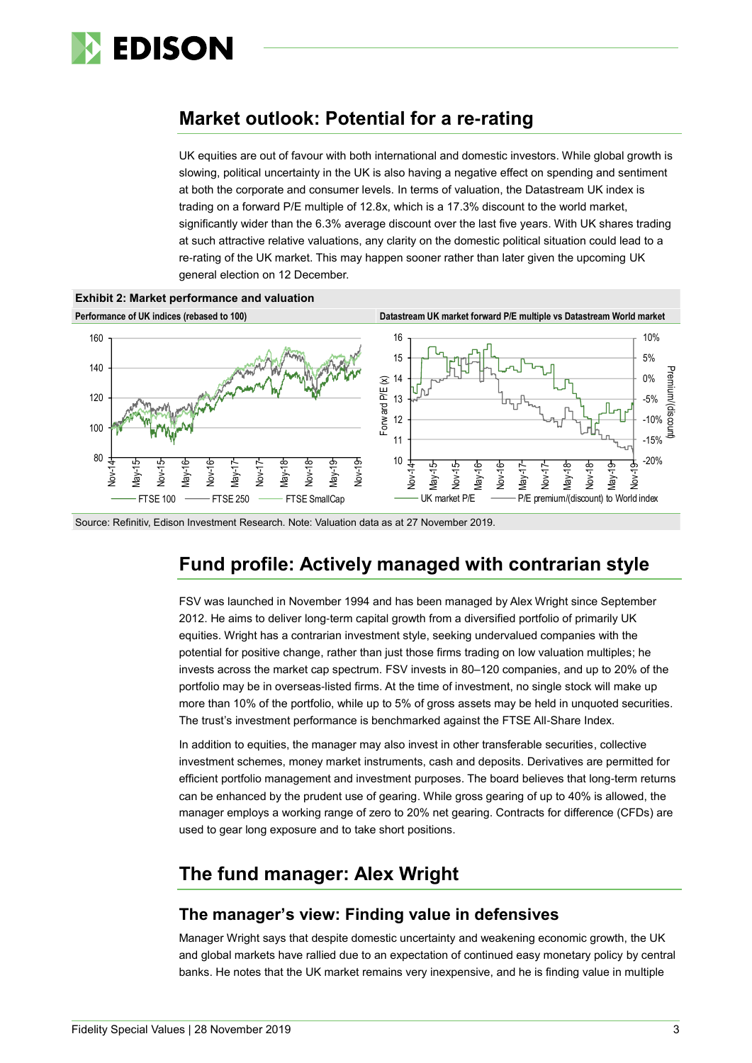## Market outlook: Potential for a re-rating

UK equities are out of favour with both international and domestic investors. While global growth is slowing, political uncertainty in the UK is also having a negative effect on spending and sentiment at both the corporate and consumer levels. In terms of valuation, the Datastream UK index is trading on a forward P/E multiple of 12.8x, which is a 17.3% discount to the world market, significantly wider than the 6.3% average discount over the last five years. With UK shares trading at such attractive relative valuations, any clarity on the domestic political situation could lead to a re-rating of the UK market. This may happen sooner rather than later given the upcoming UK general election on 12 December.

**Exhibit 2: Market performance and valuation**

**Performance of UK indices (rebased to 100)** | **Datastream UK market forward P/E multiple vs Datastream World market**

Source: Refinitiv, Edison Investment Research. Note: Valuation data as at 27 November 2019.

## Fund profile: Actively managed with contrarian style

FSV was launched in November 1994 and has been managed by Alex Wright since September 2012. He aims to deliver long-term capital growth from a diversified portfolio of primarily UK equities. Wright has a contrarian investment style, seeking undervalued companies with the potential for positive change, rather than just those firms trading on low valuation multiples; he invests across the market cap spectrum. FSV invests in 80–120 companies, and up to 20% of the portfolio may be in overseas-listed firms. At the time of investment, no single stock will make up more than 10% of the portfolio, while up to 5% of gross assets may be held in unquoted securities. The trust's investment performance is benchmarked against the FTSE All-Share Index.

In addition to equities, the manager may also invest in other transferable securities, collective investment schemes, money market instruments, cash and deposits. Derivatives are permitted for efficient portfolio management and investment purposes. The board believes that long-term returns can be enhanced by the prudent use of gearing. While gross gearing of up to 40% is allowed, the manager employs a working range of zero to 20% net gearing. Contracts for difference (CFDs) are used to gear long exposure and to take short positions.

## The fund manager: Alex Wright

### The manager's view: Finding value in defensives

Manager Wright says that despite domestic uncertainty and weakening economic growth, the UK and global markets have rallied due to an expectation of continued easy monetary policy by central banks. He notes that the UK market remains very inexpensive, and he is finding value in multiple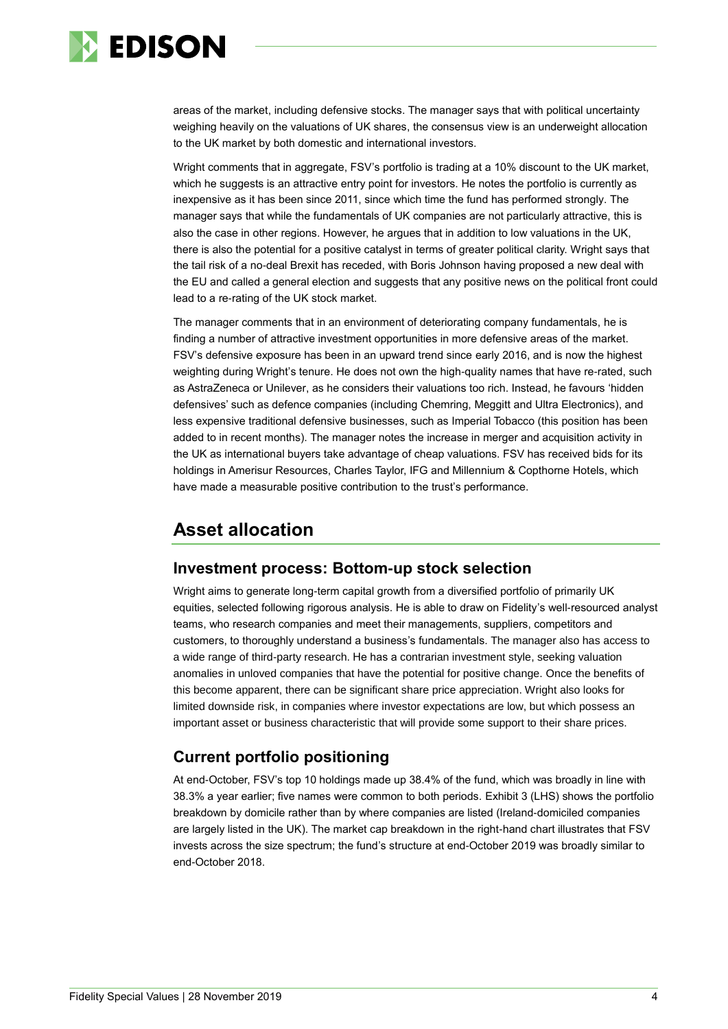areas of the market, including defensive stocks. The manager says that with political uncertainty weighing heavily on the valuations of UK shares, the consensus view is an underweight allocation to the UK market by both domestic and international investors.

Wright comments that in aggregate, FSV's portfolio is trading at a 10% discount to the UK market, which he suggests is an attractive entry point for investors. He notes the portfolio is currently as inexpensive as it has been since 2011, since which time the fund has performed strongly. The manager says that while the fundamentals of UK companies are not particularly attractive, this is also the case in other regions. However, he argues that in addition to low valuations in the UK, there is also the potential for a positive catalyst in terms of greater political clarity. Wright says that the tail risk of a no-deal Brexit has receded, with Boris Johnson having proposed a new deal with the EU and called a general election and suggests that any positive news on the political front could lead to a re-rating of the UK stock market.

The manager comments that in an environment of deteriorating company fundamentals, he is finding a number of attractive investment opportunities in more defensive areas of the market. FSV's defensive exposure has been in an upward trend since early 2016, and is now the highest weighting during Wright's tenure. He does not own the high-quality names that have re-rated, such as AstraZeneca or Unilever, as he considers their valuations too rich. Instead, he favours 'hidden defensives' such as defence companies (including Chemring, Meggitt and Ultra Electronics), and less expensive traditional defensive businesses, such as Imperial Tobacco (this position has been added to in recent months). The manager notes the increase in merger and acquisition activity in the UK as international buyers take advantage of cheap valuations. FSV has received bids for its holdings in Amerisur Resources, Charles Taylor, IFG and Millennium & Copthorne Hotels, which have made a measurable positive contribution to the trust's performance.

# Asset allocation

## Investment process: Bottom-up stock selection

Wright aims to generate long-term capital growth from a diversified portfolio of primarily UK equities, selected following rigorous analysis. He is able to draw on Fidelity's well-resourced analyst teams, who research companies and meet their managements, suppliers, competitors and customers, to thoroughly understand a business's fundamentals. The manager also has access to a wide range of third-party research. He has a contrarian investment style, seeking valuation anomalies in unloved companies that have the potential for positive change. Once the benefits of this become apparent, there can be significant share price appreciation. Wright also looks for limited downside risk, in companies where investor expectations are low, but which possess an important asset or business characteristic that will provide some support to their share prices.

## Current portfolio positioning

At end-October, FSV's top 10 holdings made up 38.4% of the fund, which was broadly in line with 38.3% a year earlier; five names were common to both periods. Exhibit 3 (LHS) shows the portfolio breakdown by domicile rather than by where companies are listed (Ireland-domiciled companies are largely listed in the UK). The market cap breakdown in the right-hand chart illustrates that FSV invests across the size spectrum; the fund's structure at end-October 2019 was broadly similar to end-October 2018.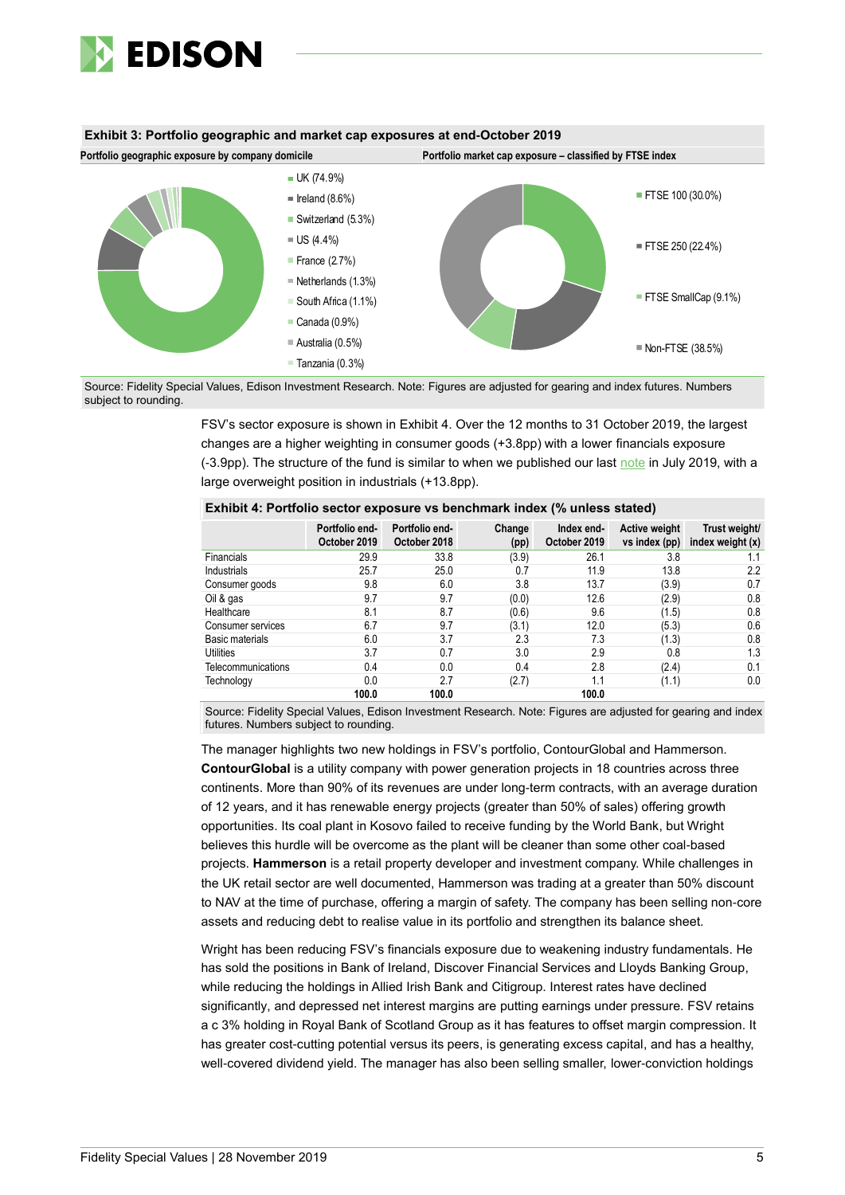**Exhibit 3: Portfolio geographic and market cap exposures at end-October 2019**

**Portfolio geographic exposure by company domicile**

- UK (74.9%)
- Ireland (8.6%)
- Switzerland (5.3%)
- US (4.4%)
- France (2.7%)
- Netherlands (1.3%)
- South Africa (1.1%)
- Canada (0.9%)
- Australia (0.5%)
- Tanzania (0.3%)

**Portfolio market cap exposure – classified by FTSE index**

- FTSE 100 (30.0%)
- FTSE 250 (22.4%)
- FTSE SmallCap (9.1%)
- Non-FTSE (38.5%)

Source: Fidelity Special Values, Edison Investment Research. Note: Figures are adjusted for gearing and index futures. Numbers subject to rounding.

FSV's sector exposure is shown in Exhibit 4. Over the 12 months to 31 October 2019, the largest changes are a higher weighting in consumer goods (+3.8pp) with a lower financials exposure (-3.9pp). The structure of the fund is similar to when we published our last note in July 2019, with a large overweight position in industrials (+13.8pp).

**Exhibit 4: Portfolio sector exposure vs benchmark index (% unless stated)**

| | Portfolio end-October 2019 | Portfolio end-October 2018 | Change (pp) | Index end-October 2019 | Active weight vs index (pp) | Trust weight/ index weight (x) |
|---|---|---|---|---|---|---|
| Financials | 29.9 | 33.8 | (3.9) | 26.1 | 3.8 | 1.1 |
| Industrials | 25.7 | 25.0 | 0.7 | 11.9 | 13.8 | 2.2 |
| Consumer goods | 9.8 | 6.0 | 3.8 | 13.7 | (3.9) | 0.7 |
| Oil & gas | 9.7 | 9.7 | (0.0) | 12.6 | (2.9) | 0.8 |
| Healthcare | 8.1 | 8.7 | (0.6) | 9.6 | (1.5) | 0.8 |
| Consumer services | 6.7 | 9.7 | (3.1) | 12.0 | (5.3) | 0.6 |
| Basic materials | 6.0 | 3.7 | 2.3 | 7.3 | (1.3) | 0.8 |
| Utilities | 3.7 | 0.7 | 3.0 | 2.9 | 0.8 | 1.3 |
| Telecommunications | 0.4 | 0.0 | 0.4 | 2.8 | (2.4) | 0.1 |
| Technology | 0.0 | 2.7 | (2.7) | 1.1 | (1.1) | 0.0 |
| | **100.0** | **100.0** | | **100.0** | | |

Source: Fidelity Special Values, Edison Investment Research. Note: Figures are adjusted for gearing and index futures. Numbers subject to rounding.

The manager highlights two new holdings in FSV's portfolio, ContourGlobal and Hammerson. **ContourGlobal** is a utility company with power generation projects in 18 countries across three continents. More than 90% of its revenues are under long-term contracts, with an average duration of 12 years, and it has renewable energy projects (greater than 50% of sales) offering growth opportunities. Its coal plant in Kosovo failed to receive funding by the World Bank, but Wright believes this hurdle will be overcome as the plant will be cleaner than some other coal-based projects. **Hammerson** is a retail property developer and investment company. While challenges in the UK retail sector are well documented, Hammerson was trading at a greater than 50% discount to NAV at the time of purchase, offering a margin of safety. The company has been selling non-core assets and reducing debt to realise value in its portfolio and strengthen its balance sheet.

Wright has been reducing FSV's financials exposure due to weakening industry fundamentals. He has sold the positions in Bank of Ireland, Discover Financial Services and Lloyds Banking Group, while reducing the holdings in Allied Irish Bank and Citigroup. Interest rates have declined significantly, and depressed net interest margins are putting earnings under pressure. FSV retains a c 3% holding in Royal Bank of Scotland Group as it has features to offset margin compression. It has greater cost-cutting potential versus its peers, is generating excess capital, and has a healthy, well-covered dividend yield. The manager has also been selling smaller, lower-conviction holdings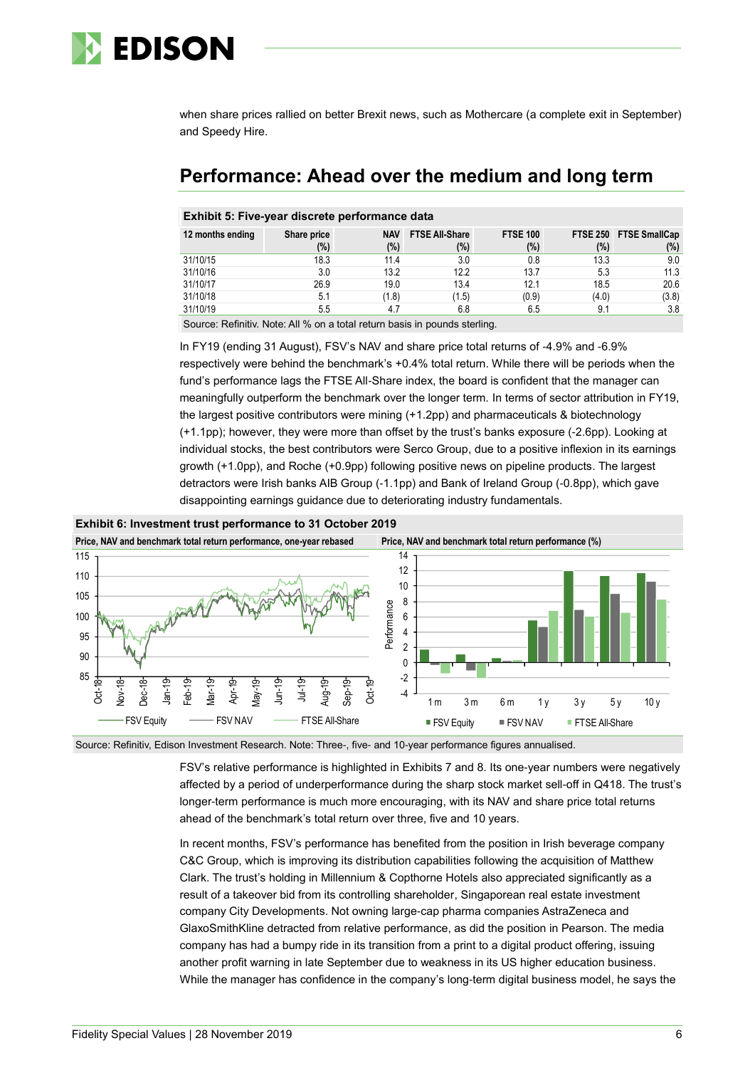when share prices rallied on better Brexit news, such as Mothercare (a complete exit in September) and Speedy Hire.

## Performance: Ahead over the medium and long term

**Exhibit 5: Five-year discrete performance data**

| 12 months ending | Share price (%) | NAV (%) | FTSE All-Share (%) | FTSE 100 (%) | FTSE 250 (%) | FTSE SmallCap (%) |
|---|---|---|---|---|---|---|
| 31/10/15 | 18.3 | 11.4 | 3.0 | 0.8 | 13.3 | 9.0 |
| 31/10/16 | 3.0 | 13.2 | 12.2 | 13.7 | 5.3 | 11.3 |
| 31/10/17 | 26.9 | 19.0 | 13.4 | 12.1 | 18.5 | 20.6 |
| 31/10/18 | 5.1 | (1.8) | (1.5) | (0.9) | (4.0) | (3.8) |
| 31/10/19 | 5.5 | 4.7 | 6.8 | 6.5 | 9.1 | 3.8 |

Source: Refinitiv. Note: All % on a total return basis in pounds sterling.

In FY19 (ending 31 August), FSV's NAV and share price total returns of -4.9% and -6.9% respectively were behind the benchmark's +0.4% total return. While there will be periods when the fund's performance lags the FTSE All-Share index, the board is confident that the manager can meaningfully outperform the benchmark over the longer term. In terms of sector attribution in FY19, the largest positive contributors were mining (+1.2pp) and pharmaceuticals & biotechnology (+1.1pp); however, they were more than offset by the trust's banks exposure (-2.6pp). Looking at individual stocks, the best contributors were Serco Group, due to a positive inflexion in its earnings growth (+1.0pp), and Roche (+0.9pp) following positive news on pipeline products. The largest detractors were Irish banks AIB Group (-1.1pp) and Bank of Ireland Group (-0.8pp), which gave disappointing earnings guidance due to deteriorating industry fundamentals.

**Exhibit 6: Investment trust performance to 31 October 2019**

Price, NAV and benchmark total return performance, one-year rebased | Price, NAV and benchmark total return performance (%)

Source: Refinitiv, Edison Investment Research. Note: Three-, five- and 10-year performance figures annualised.

FSV's relative performance is highlighted in Exhibits 7 and 8. Its one-year numbers were negatively affected by a period of underperformance during the sharp stock market sell-off in Q418. The trust's longer-term performance is much more encouraging, with its NAV and share price total returns ahead of the benchmark's total return over three, five and 10 years.

In recent months, FSV's performance has benefited from the position in Irish beverage company C&C Group, which is improving its distribution capabilities following the acquisition of Matthew Clark. The trust's holding in Millennium & Copthorne Hotels also appreciated significantly as a result of a takeover bid from its controlling shareholder, Singaporean real estate investment company City Developments. Not owning large-cap pharma companies AstraZeneca and GlaxoSmithKline detracted from relative performance, as did the position in Pearson. The media company has had a bumpy ride in its transition from a print to a digital product offering, issuing another profit warning in late September due to weakness in its US higher education business. While the manager has confidence in the company's long-term digital business model, he says the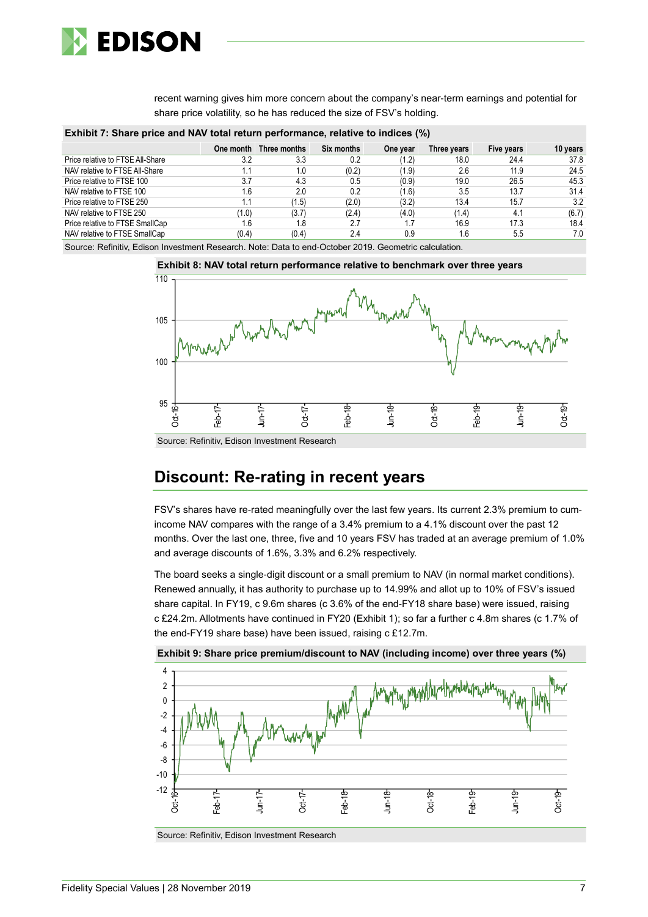recent warning gives him more concern about the company's near-term earnings and potential for share price volatility, so he has reduced the size of FSV's holding.

**Exhibit 7: Share price and NAV total return performance, relative to indices (%)**

| | One month | Three months | Six months | One year | Three years | Five years | 10 years |
|---|---|---|---|---|---|---|---|
| Price relative to FTSE All-Share | 3.2 | 3.3 | 0.2 | (1.2) | 18.0 | 24.4 | 37.8 |
| NAV relative to FTSE All-Share | 1.1 | 1.0 | (0.2) | (1.9) | 2.6 | 11.9 | 24.5 |
| Price relative to FTSE 100 | 3.7 | 4.3 | 0.5 | (0.9) | 19.0 | 26.5 | 45.3 |
| NAV relative to FTSE 100 | 1.6 | 2.0 | 0.2 | (1.6) | 3.5 | 13.7 | 31.4 |
| Price relative to FTSE 250 | 1.1 | (1.5) | (2.0) | (3.2) | 13.4 | 15.7 | 3.2 |
| NAV relative to FTSE 250 | (1.0) | (3.7) | (2.4) | (4.0) | (1.4) | 4.1 | (6.7) |
| Price relative to FTSE SmallCap | 1.6 | 1.8 | 2.7 | 1.7 | 16.9 | 17.3 | 18.4 |
| NAV relative to FTSE SmallCap | (0.4) | (0.4) | 2.4 | 0.9 | 1.6 | 5.5 | 7.0 |

Source: Refinitiv, Edison Investment Research. Note: Data to end-October 2019. Geometric calculation.

**Exhibit 8: NAV total return performance relative to benchmark over three years**

Source: Refinitiv, Edison Investment Research

## Discount: Re-rating in recent years

FSV's shares have re-rated meaningfully over the last few years. Its current 2.3% premium to cum-income NAV compares with the range of a 3.4% premium to a 4.1% discount over the past 12 months. Over the last one, three, five and 10 years FSV has traded at an average premium of 1.0% and average discounts of 1.6%, 3.3% and 6.2% respectively.

The board seeks a single-digit discount or a small premium to NAV (in normal market conditions). Renewed annually, it has authority to purchase up to 14.99% and allot up to 10% of FSV's issued share capital. In FY19, c 9.6m shares (c 3.6% of the end-FY18 share base) were issued, raising c £24.2m. Allotments have continued in FY20 (Exhibit 1); so far a further c 4.8m shares (c 1.7% of the end-FY19 share base) have been issued, raising c £12.7m.

**Exhibit 9: Share price premium/discount to NAV (including income) over three years (%)**

Source: Refinitiv, Edison Investment Research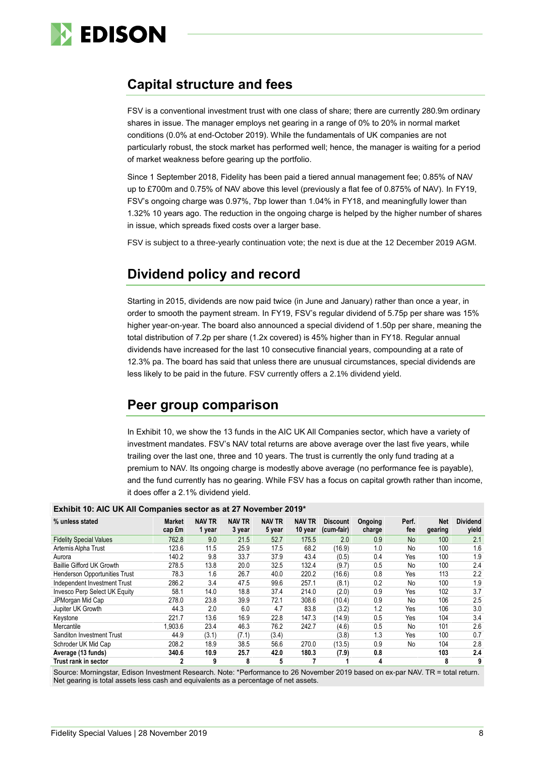## Capital structure and fees

FSV is a conventional investment trust with one class of share; there are currently 280.9m ordinary shares in issue. The manager employs net gearing in a range of 0% to 20% in normal market conditions (0.0% at end-October 2019). While the fundamentals of UK companies are not particularly robust, the stock market has performed well; hence, the manager is waiting for a period of market weakness before gearing up the portfolio.

Since 1 September 2018, Fidelity has been paid a tiered annual management fee; 0.85% of NAV up to £700m and 0.75% of NAV above this level (previously a flat fee of 0.875% of NAV). In FY19, FSV's ongoing charge was 0.97%, 7bp lower than 1.04% in FY18, and meaningfully lower than 1.32% 10 years ago. The reduction in the ongoing charge is helped by the higher number of shares in issue, which spreads fixed costs over a larger base.

FSV is subject to a three-yearly continuation vote; the next is due at the 12 December 2019 AGM.

## Dividend policy and record

Starting in 2015, dividends are now paid twice (in June and January) rather than once a year, in order to smooth the payment stream. In FY19, FSV's regular dividend of 5.75p per share was 15% higher year-on-year. The board also announced a special dividend of 1.50p per share, meaning the total distribution of 7.2p per share (1.2x covered) is 45% higher than in FY18. Regular annual dividends have increased for the last 10 consecutive financial years, compounding at a rate of 12.3% pa. The board has said that unless there are unusual circumstances, special dividends are less likely to be paid in the future. FSV currently offers a 2.1% dividend yield.

## Peer group comparison

In Exhibit 10, we show the 13 funds in the AIC UK All Companies sector, which have a variety of investment mandates. FSV's NAV total returns are above average over the last five years, while trailing over the last one, three and 10 years. The trust is currently the only fund trading at a premium to NAV. Its ongoing charge is modestly above average (no performance fee is payable), and the fund currently has no gearing. While FSV has a focus on capital growth rather than income, it does offer a 2.1% dividend yield.

**Exhibit 10: AIC UK All Companies sector as at 27 November 2019***

| % unless stated | Market cap £m | NAV TR 1 year | NAV TR 3 year | NAV TR 5 year | NAV TR 10 year | Discount (cum-fair) | Ongoing charge | Perf. fee | Net gearing | Dividend yield |
|---|---|---|---|---|---|---|---|---|---|---|
| Fidelity Special Values | 762.8 | 9.0 | 21.5 | 52.7 | 175.5 | 2.0 | 0.9 | No | 100 | 2.1 |
| Artemis Alpha Trust | 123.6 | 11.5 | 25.9 | 17.5 | 68.2 | (16.9) | 1.0 | No | 100 | 1.6 |
| Aurora | 140.2 | 9.8 | 33.7 | 37.9 | 43.4 | (0.5) | 0.4 | Yes | 100 | 1.9 |
| Baillie Gifford UK Growth | 278.5 | 13.8 | 20.0 | 32.5 | 132.4 | (9.7) | 0.5 | No | 100 | 2.4 |
| Henderson Opportunities Trust | 78.3 | 1.6 | 26.7 | 40.0 | 220.2 | (16.6) | 0.8 | Yes | 113 | 2.2 |
| Independent Investment Trust | 286.2 | 3.4 | 47.5 | 99.6 | 257.1 | (8.1) | 0.2 | No | 100 | 1.9 |
| Invesco Perp Select UK Equity | 58.1 | 14.0 | 18.8 | 37.4 | 214.0 | (2.0) | 0.9 | Yes | 102 | 3.7 |
| JPMorgan Mid Cap | 278.0 | 23.8 | 39.9 | 72.1 | 308.6 | (10.4) | 0.9 | No | 106 | 2.5 |
| Jupiter UK Growth | 44.3 | 2.0 | 6.0 | 4.7 | 83.8 | (3.2) | 1.2 | Yes | 106 | 3.0 |
| Keystone | 221.7 | 13.6 | 16.9 | 22.8 | 147.3 | (14.9) | 0.5 | Yes | 104 | 3.4 |
| Mercantile | 1,903.6 | 23.4 | 46.3 | 76.2 | 242.7 | (4.6) | 0.5 | No | 101 | 2.6 |
| Sanditon Investment Trust | 44.9 | (3.1) | (7.1) | (3.4) | | (3.8) | 1.3 | Yes | 100 | 0.7 |
| Schroder UK Mid Cap | 208.2 | 18.9 | 38.5 | 56.6 | 270.0 | (13.5) | 0.9 | No | 104 | 2.8 |
| **Average (13 funds)** | **340.6** | **10.9** | **25.7** | **42.0** | **180.3** | **(7.9)** | **0.8** | | **103** | **2.4** |
| **Trust rank in sector** | **2** | **9** | **8** | **5** | **7** | **1** | **4** | | **8** | **9** |

Source: Morningstar, Edison Investment Research. Note: *Performance to 26 November 2019 based on ex-par NAV. TR = total return. Net gearing is total assets less cash and equivalents as a percentage of net assets.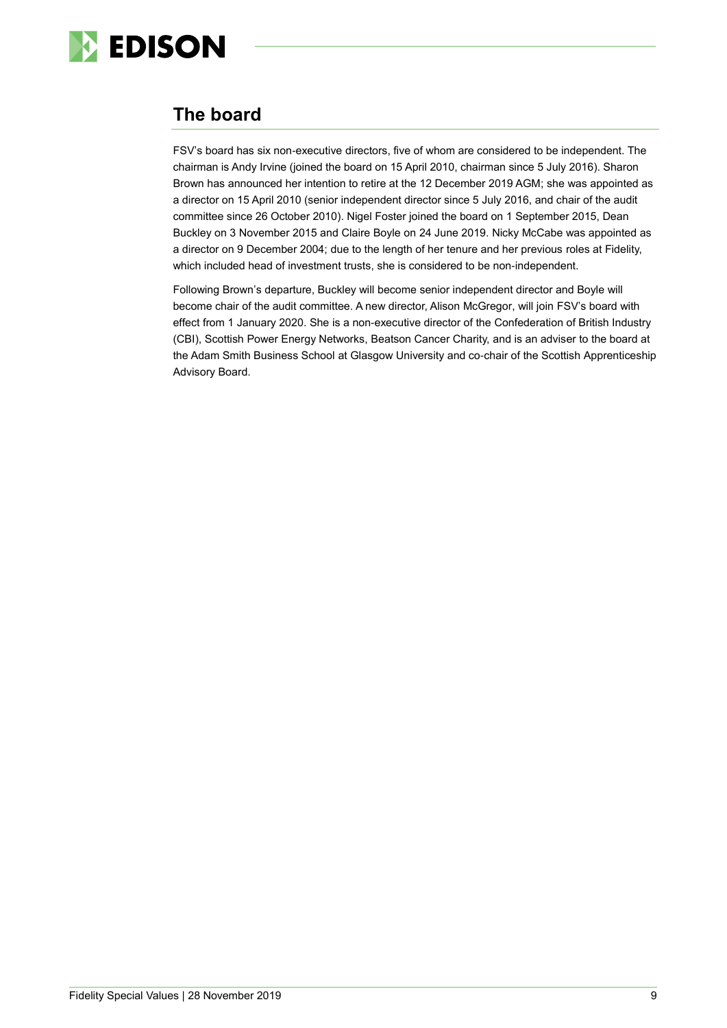## The board

FSV's board has six non-executive directors, five of whom are considered to be independent. The chairman is Andy Irvine (joined the board on 15 April 2010, chairman since 5 July 2016). Sharon Brown has announced her intention to retire at the 12 December 2019 AGM; she was appointed as a director on 15 April 2010 (senior independent director since 5 July 2016, and chair of the audit committee since 26 October 2010). Nigel Foster joined the board on 1 September 2015, Dean Buckley on 3 November 2015 and Claire Boyle on 24 June 2019. Nicky McCabe was appointed as a director on 9 December 2004; due to the length of her tenure and her previous roles at Fidelity, which included head of investment trusts, she is considered to be non-independent.

Following Brown's departure, Buckley will become senior independent director and Boyle will become chair of the audit committee. A new director, Alison McGregor, will join FSV's board with effect from 1 January 2020. She is a non-executive director of the Confederation of British Industry (CBI), Scottish Power Energy Networks, Beatson Cancer Charity, and is an adviser to the board at the Adam Smith Business School at Glasgow University and co-chair of the Scottish Apprenticeship Advisory Board.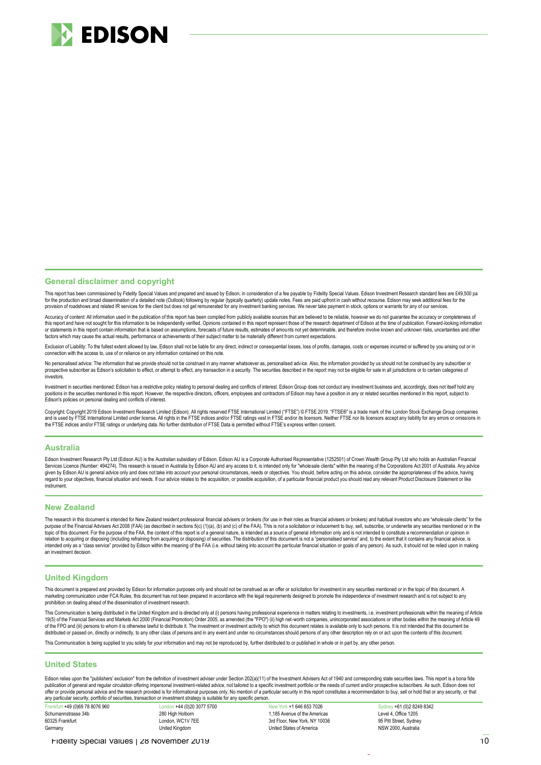## General disclaimer and copyright

This report has been commissioned by Fidelity Special Values and prepared and issued by Edison, in consideration of a fee payable by Fidelity Special Values. Edison Investment Research standard fees are £49,500 pa for the production and broad dissemination of a detailed note (Outlook) following by regular (typically quarterly) update notes. Fees are paid upfront in cash without recourse. Edison may seek additional fees for the provision of roadshows and related IR services for the client but does not get remunerated for any investment banking services. We never take payment in stock, options or warrants for any of our services.

Accuracy of content: All information used in the publication of this report has been compiled from publicly available sources that are believed to be reliable, however we do not guarantee the accuracy or completeness of this report and have not sought for this information to be independently verified. Opinions contained in this report represent those of the research department of Edison at the time of publication. Forward-looking information or statements in this report contain information that is based on assumptions, forecasts of future results, estimates of amounts not yet determinable, and therefore involve known and unknown risks, uncertainties and other factors which may cause the actual results, performance or achievements of their subject matter to be materially different from current expectations.

Exclusion of Liability: To the fullest extent allowed by law, Edison shall not be liable for any direct, indirect or consequential losses, loss of profits, damages, costs or expenses incurred or suffered by you arising out or in connection with the access to, use of or reliance on any information contained on this note.

No personalised advice: The information that we provide should not be construed in any manner whatsoever as, personalised advice. Also, the information provided by us should not be construed by any subscriber or prospective subscriber as Edison's solicitation to effect, or attempt to effect, any transaction in a security. The securities described in the report may not be eligible for sale in all jurisdictions or to certain categories of investors.

Investment in securities mentioned: Edison has a restrictive policy relating to personal dealing and conflicts of interest. Edison Group does not conduct any investment business and, accordingly, does not itself hold any positions in the securities mentioned in this report. However, the respective directors, officers, employees and contractors of Edison may have a position in any or related securities mentioned in this report, subject to Edison's policies on personal dealing and conflicts of interest.

Copyright: Copyright 2019 Edison Investment Research Limited (Edison). All rights reserved FTSE International Limited ("FTSE") © FTSE 2019. "FTSE®" is a trade mark of the London Stock Exchange Group companies and is used by FTSE International Limited under license. All rights in the FTSE indices and/or FTSE ratings vest in FTSE and/or its licensors. Neither FTSE nor its licensors accept any liability for any errors or omissions in the FTSE indices and/or FTSE ratings or underlying data. No further distribution of FTSE Data is permitted without FTSE's express written consent.

## Australia

Edison Investment Research Pty Ltd (Edison AU) is the Australian subsidiary of Edison. Edison AU is a Corporate Authorised Representative (1252501) of Crown Wealth Group Pty Ltd who holds an Australian Financial Services Licence (Number: 494274). This research is issued in Australia by Edison AU and any access to it, is intended only for "wholesale clients" within the meaning of the Corporations Act 2001 of Australia. Any advice given by Edison AU is general advice only and does not take into account your personal circumstances, needs or objectives. You should, before acting on this advice, consider the appropriateness of the advice, having regard to your objectives, financial situation and needs. If our advice relates to the acquisition, or possible acquisition, of a particular financial product you should read any relevant Product Disclosure Statement or like instrument.

## New Zealand

The research in this document is intended for New Zealand resident professional financial advisers or brokers (for use in their roles as financial advisers or brokers) and habitual investors who are "wholesale clients" for the purpose of the Financial Advisers Act 2008 (FAA) (as described in sections 5(c) (1)(a), (b) and (c) of the FAA). This is not a solicitation or inducement to buy, sell, subscribe, or underwrite any securities mentioned or in the topic of this document. For the purpose of the FAA, the content of this report is of a general nature, is intended as a source of general information only and is not intended to constitute a recommendation or opinion in relation to acquiring or disposing (including refraining from acquiring or disposing) of securities. The distribution of this document is not a "personalised service" and, to the extent that it contains any financial advice, is intended only as a "class service" provided by Edison within the meaning of the FAA (i.e. without taking into account the particular financial situation or goals of any person). As such, it should not be relied upon in making an investment decision.

## United Kingdom

This document is prepared and provided by Edison for information purposes only and should not be construed as an offer or solicitation for investment in any securities mentioned or in the topic of this document. A marketing communication under FCA Rules, this document has not been prepared in accordance with the legal requirements designed to promote the independence of investment research and is not subject to any prohibition on dealing ahead of the dissemination of investment research.

This Communication is being distributed in the United Kingdom and is directed only at (i) persons having professional experience in matters relating to investments, i.e. investment professionals within the meaning of Article 19(5) of the Financial Services and Markets Act 2000 (Financial Promotion) Order 2005, as amended (the "FPO") (ii) high net-worth companies, unincorporated associations or other bodies within the meaning of Article 49 of the FPO and (iii) persons to whom it is otherwise lawful to distribute it. The investment or investment activity to which this document relates is available only to such persons. It is not intended that this document be distributed or passed on, directly or indirectly, to any other class of persons and in any event and under no circumstances should persons of any other description rely on or act upon the contents of this document.

This Communication is being supplied to you solely for your information and may not be reproduced by, further distributed to or published in whole or in part by, any other person.

## United States

Edison relies upon the "publishers' exclusion" from the definition of investment adviser under Section 202(a)(11) of the Investment Advisers Act of 1940 and corresponding state securities laws. This report is a bona fide publication of general and regular circulation offering impersonal investment-related advice, not tailored to a specific investment portfolio or the needs of current and/or prospective subscribers. As such, Edison does not offer or provide personal advice and the research provided is for informational purposes only. No mention of a particular security in this report constitutes a recommendation to buy, sell or hold that or any security, or that any particular security, portfolio of securities, transaction or investment strategy is suitable for any specific person.

Frankfurt +49 (0)69 78 8076 960
Schumannstrasse 34b
60325 Frankfurt
Germany

London +44 (0)20 3077 5700
280 High Holborn
London, WC1V 7EE
United Kingdom

New York +1 646 653 7026
1,185 Avenue of the Americas
3rd Floor, New York, NY 10036
United States of America

Sydney +61 (0)2 8249 8342
Level 4, Office 1205
95 Pitt Street, Sydney
NSW 2000, Australia